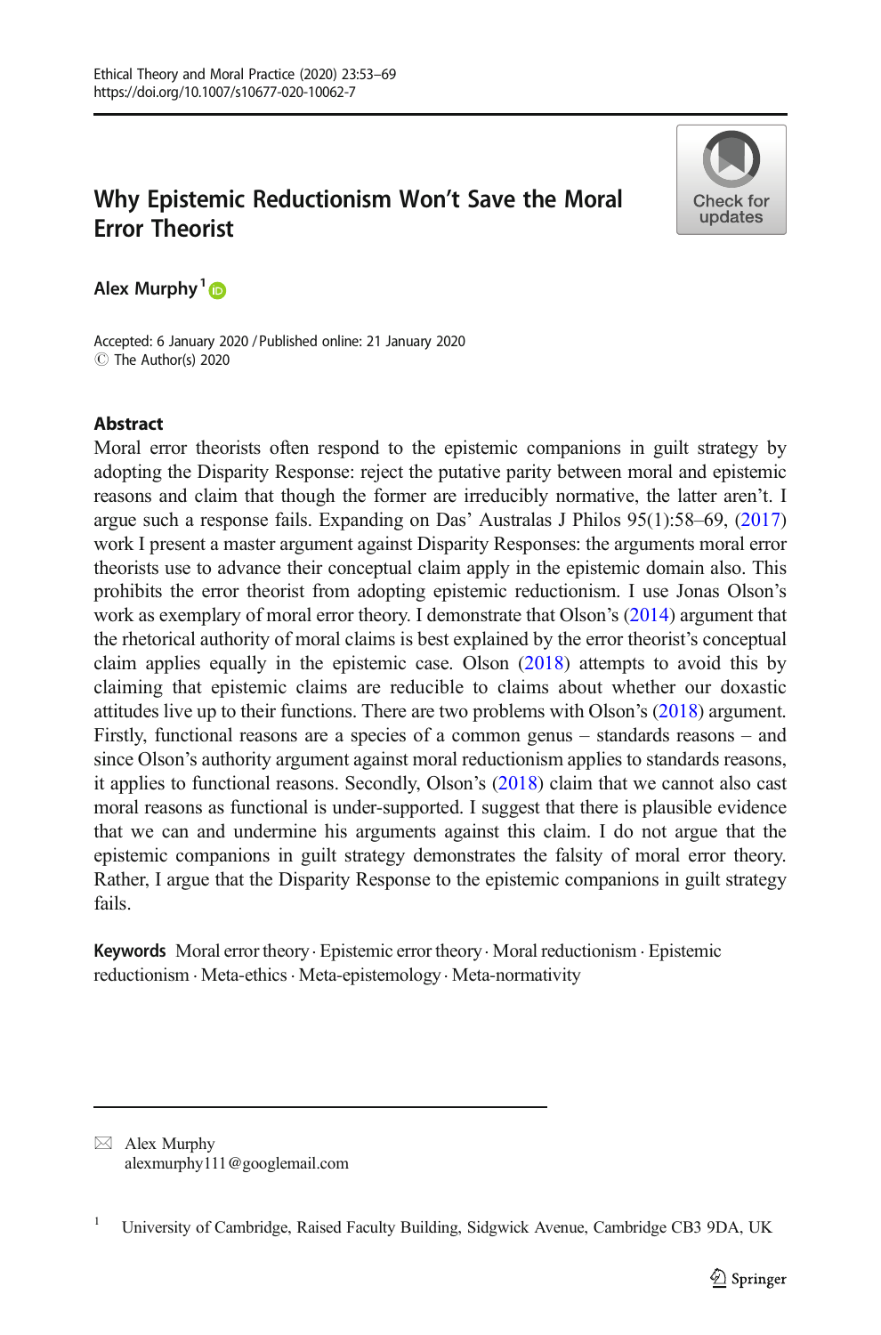# Why Epistemic Reductionism Won't Save the Moral Error Theorist

**Alex Murphy**[1]

Accepted: 6 January 2020 / Published online: 21 January 2020
© The Author(s) 2020

## Abstract

Moral error theorists often respond to the epistemic companions in guilt strategy by adopting the Disparity Response: reject the putative parity between moral and epistemic reasons and claim that though the former are irreducibly normative, the latter aren't. I argue such a response fails. Expanding on Das' Australas J Philos 95(1):58–69, (2017) work I present a master argument against Disparity Responses: the arguments moral error theorists use to advance their conceptual claim apply in the epistemic domain also. This prohibits the error theorist from adopting epistemic reductionism. I use Jonas Olson's work as exemplary of moral error theory. I demonstrate that Olson's (2014) argument that the rhetorical authority of moral claims is best explained by the error theorist's conceptual claim applies equally in the epistemic case. Olson (2018) attempts to avoid this by claiming that epistemic claims are reducible to claims about whether our doxastic attitudes live up to their functions. There are two problems with Olson's (2018) argument. Firstly, functional reasons are a species of a common genus – standards reasons – and since Olson's authority argument against moral reductionism applies to standards reasons, it applies to functional reasons. Secondly, Olson's (2018) claim that we cannot also cast moral reasons as functional is under-supported. I suggest that there is plausible evidence that we can and undermine his arguments against this claim. I do not argue that the epistemic companions in guilt strategy demonstrates the falsity of moral error theory. Rather, I argue that the Disparity Response to the epistemic companions in guilt strategy fails.

**Keywords** Moral error theory · Epistemic error theory · Moral reductionism · Epistemic reductionism · Meta-ethics · Meta-epistemology · Meta-normativity

---

✉ Alex Murphy
alexmurphy111@googlemail.com

[1] University of Cambridge, Raised Faculty Building, Sidgwick Avenue, Cambridge CB3 9DA, UK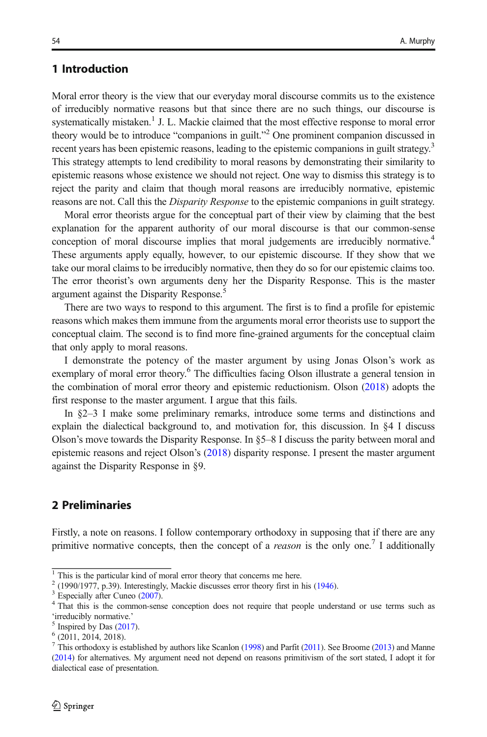## 1 Introduction

Moral error theory is the view that our everyday moral discourse commits us to the existence of irreducibly normative reasons but that since there are no such things, our discourse is systematically mistaken.[1] J. L. Mackie claimed that the most effective response to moral error theory would be to introduce "companions in guilt."[2] One prominent companion discussed in recent years has been epistemic reasons, leading to the epistemic companions in guilt strategy.[3] This strategy attempts to lend credibility to moral reasons by demonstrating their similarity to epistemic reasons whose existence we should not reject. One way to dismiss this strategy is to reject the parity and claim that though moral reasons are irreducibly normative, epistemic reasons are not. Call this the *Disparity Response* to the epistemic companions in guilt strategy.

Moral error theorists argue for the conceptual part of their view by claiming that the best explanation for the apparent authority of our moral discourse is that our common-sense conception of moral discourse implies that moral judgements are irreducibly normative.[4] These arguments apply equally, however, to our epistemic discourse. If they show that we take our moral claims to be irreducibly normative, then they do so for our epistemic claims too. The error theorist's own arguments deny her the Disparity Response. This is the master argument against the Disparity Response.[5]

There are two ways to respond to this argument. The first is to find a profile for epistemic reasons which makes them immune from the arguments moral error theorists use to support the conceptual claim. The second is to find more fine-grained arguments for the conceptual claim that only apply to moral reasons.

I demonstrate the potency of the master argument by using Jonas Olson's work as exemplary of moral error theory.[6] The difficulties facing Olson illustrate a general tension in the combination of moral error theory and epistemic reductionism. Olson (2018) adopts the first response to the master argument. I argue that this fails.

In §2–3 I make some preliminary remarks, introduce some terms and distinctions and explain the dialectical background to, and motivation for, this discussion. In §4 I discuss Olson's move towards the Disparity Response. In §5–8 I discuss the parity between moral and epistemic reasons and reject Olson's (2018) disparity response. I present the master argument against the Disparity Response in §9.

## 2 Preliminaries

Firstly, a note on reasons. I follow contemporary orthodoxy in supposing that if there are any primitive normative concepts, then the concept of a *reason* is the only one.[7] I additionally

---

[1] This is the particular kind of moral error theory that concerns me here.

[2] (1990/1977, p.39). Interestingly, Mackie discusses error theory first in his (1946).

[3] Especially after Cuneo (2007).

[4] That this is the common-sense conception does not require that people understand or use terms such as 'irreducibly normative.'

[5] Inspired by Das (2017).

[6] (2011, 2014, 2018).

[7] This orthodoxy is established by authors like Scanlon (1998) and Parfit (2011). See Broome (2013) and Manne (2014) for alternatives. My argument need not depend on reasons primitivism of the sort stated, I adopt it for dialectical ease of presentation.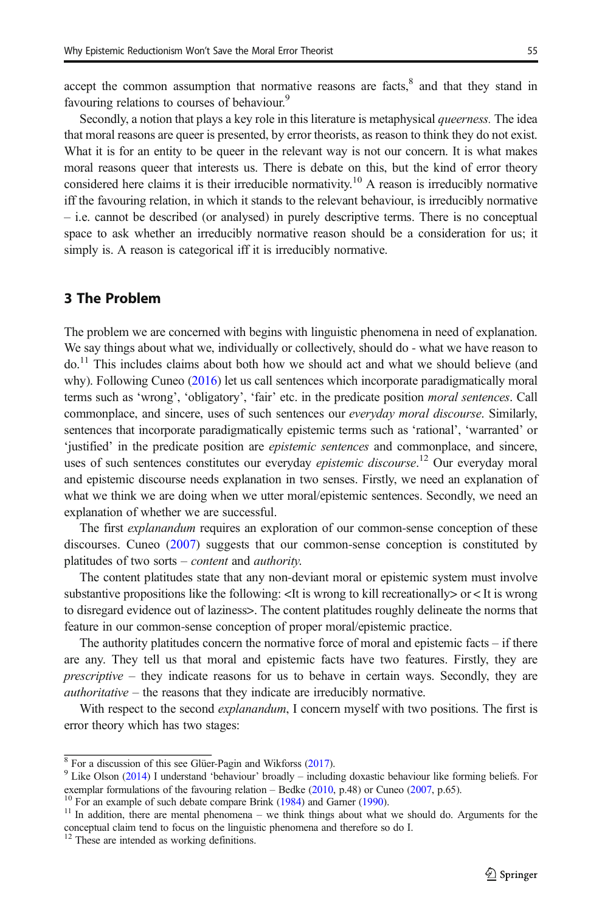accept the common assumption that normative reasons are facts,[8] and that they stand in favouring relations to courses of behaviour.[9]

Secondly, a notion that plays a key role in this literature is metaphysical *queerness.* The idea that moral reasons are queer is presented, by error theorists, as reason to think they do not exist. What it is for an entity to be queer in the relevant way is not our concern. It is what makes moral reasons queer that interests us. There is debate on this, but the kind of error theory considered here claims it is their irreducible normativity.[10] A reason is irreducibly normative iff the favouring relation, in which it stands to the relevant behaviour, is irreducibly normative – i.e. cannot be described (or analysed) in purely descriptive terms. There is no conceptual space to ask whether an irreducibly normative reason should be a consideration for us; it simply is. A reason is categorical iff it is irreducibly normative.

## 3 The Problem

The problem we are concerned with begins with linguistic phenomena in need of explanation. We say things about what we, individually or collectively, should do - what we have reason to do.[11] This includes claims about both how we should act and what we should believe (and why). Following Cuneo (2016) let us call sentences which incorporate paradigmatically moral terms such as 'wrong', 'obligatory', 'fair' etc. in the predicate position *moral sentences*. Call commonplace, and sincere, uses of such sentences our *everyday moral discourse*. Similarly, sentences that incorporate paradigmatically epistemic terms such as 'rational', 'warranted' or 'justified' in the predicate position are *epistemic sentences* and commonplace, and sincere, uses of such sentences constitutes our everyday *epistemic discourse*.[12] Our everyday moral and epistemic discourse needs explanation in two senses. Firstly, we need an explanation of what we think we are doing when we utter moral/epistemic sentences. Secondly, we need an explanation of whether we are successful.

The first *explanandum* requires an exploration of our common-sense conception of these discourses. Cuneo (2007) suggests that our common-sense conception is constituted by platitudes of two sorts – *content* and *authority.*

The content platitudes state that any non-deviant moral or epistemic system must involve substantive propositions like the following: <It is wrong to kill recreationally> or < It is wrong to disregard evidence out of laziness>. The content platitudes roughly delineate the norms that feature in our common-sense conception of proper moral/epistemic practice.

The authority platitudes concern the normative force of moral and epistemic facts – if there are any. They tell us that moral and epistemic facts have two features. Firstly, they are *prescriptive* – they indicate reasons for us to behave in certain ways. Secondly, they are *authoritative* – the reasons that they indicate are irreducibly normative.

With respect to the second *explanandum*, I concern myself with two positions. The first is error theory which has two stages:

---

[8] For a discussion of this see Glüer-Pagin and Wikforss (2017).

[9] Like Olson (2014) I understand 'behaviour' broadly – including doxastic behaviour like forming beliefs. For exemplar formulations of the favouring relation – Bedke (2010, p.48) or Cuneo (2007, p.65).

[10] For an example of such debate compare Brink (1984) and Garner (1990).

[11] In addition, there are mental phenomena – we think things about what we should do. Arguments for the conceptual claim tend to focus on the linguistic phenomena and therefore so do I.

[12] These are intended as working definitions.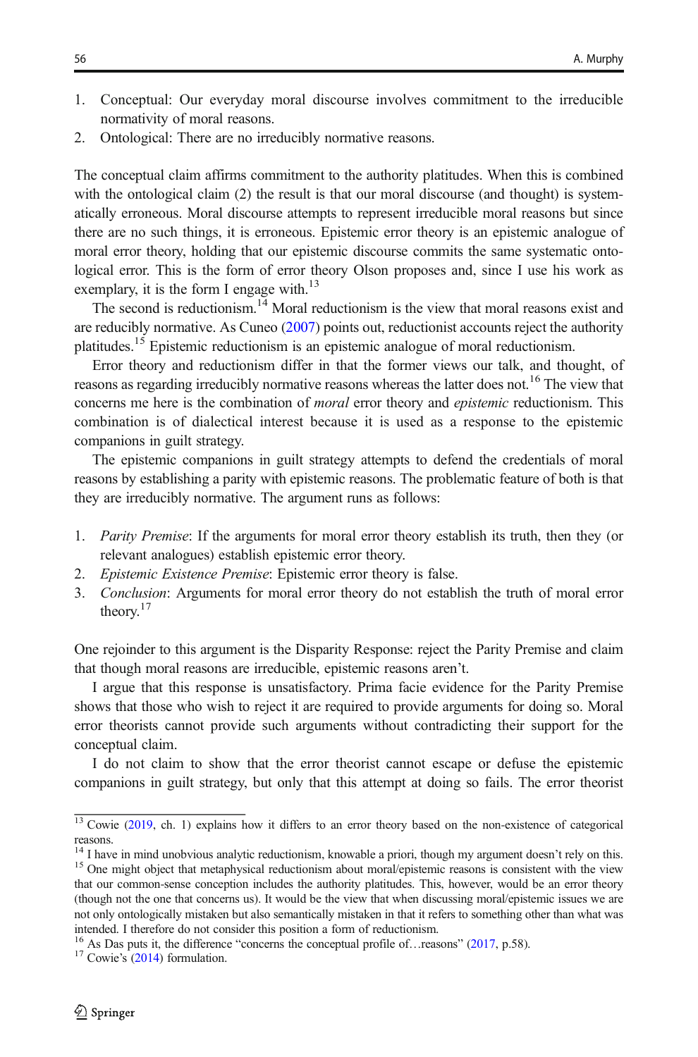1. Conceptual: Our everyday moral discourse involves commitment to the irreducible normativity of moral reasons.
2. Ontological: There are no irreducibly normative reasons.

The conceptual claim affirms commitment to the authority platitudes. When this is combined with the ontological claim (2) the result is that our moral discourse (and thought) is systematically erroneous. Moral discourse attempts to represent irreducible moral reasons but since there are no such things, it is erroneous. Epistemic error theory is an epistemic analogue of moral error theory, holding that our epistemic discourse commits the same systematic ontological error. This is the form of error theory Olson proposes and, since I use his work as exemplary, it is the form I engage with.[13]

The second is reductionism.[14] Moral reductionism is the view that moral reasons exist and are reducibly normative. As Cuneo (2007) points out, reductionist accounts reject the authority platitudes.[15] Epistemic reductionism is an epistemic analogue of moral reductionism.

Error theory and reductionism differ in that the former views our talk, and thought, of reasons as regarding irreducibly normative reasons whereas the latter does not.[16] The view that concerns me here is the combination of *moral* error theory and *epistemic* reductionism. This combination is of dialectical interest because it is used as a response to the epistemic companions in guilt strategy.

The epistemic companions in guilt strategy attempts to defend the credentials of moral reasons by establishing a parity with epistemic reasons. The problematic feature of both is that they are irreducibly normative. The argument runs as follows:

1. *Parity Premise*: If the arguments for moral error theory establish its truth, then they (or relevant analogues) establish epistemic error theory.
2. *Epistemic Existence Premise*: Epistemic error theory is false.
3. *Conclusion*: Arguments for moral error theory do not establish the truth of moral error theory.[17]

One rejoinder to this argument is the Disparity Response: reject the Parity Premise and claim that though moral reasons are irreducible, epistemic reasons aren't.

I argue that this response is unsatisfactory. Prima facie evidence for the Parity Premise shows that those who wish to reject it are required to provide arguments for doing so. Moral error theorists cannot provide such arguments without contradicting their support for the conceptual claim.

I do not claim to show that the error theorist cannot escape or defuse the epistemic companions in guilt strategy, but only that this attempt at doing so fails. The error theorist

---

[13] Cowie (2019, ch. 1) explains how it differs to an error theory based on the non-existence of categorical reasons.

[14] I have in mind unobvious analytic reductionism, knowable a priori, though my argument doesn't rely on this.

[15] One might object that metaphysical reductionism about moral/epistemic reasons is consistent with the view that our common-sense conception includes the authority platitudes. This, however, would be an error theory (though not the one that concerns us). It would be the view that when discussing moral/epistemic issues we are not only ontologically mistaken but also semantically mistaken in that it refers to something other than what was intended. I therefore do not consider this position a form of reductionism.

[16] As Das puts it, the difference "concerns the conceptual profile of…reasons" (2017, p.58).

[17] Cowie's (2014) formulation.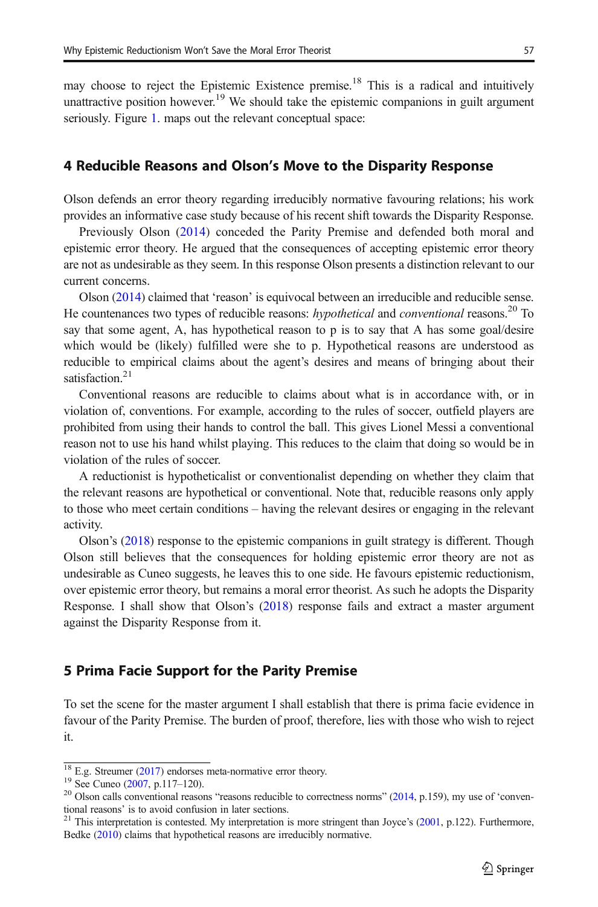may choose to reject the Epistemic Existence premise.[18] This is a radical and intuitively unattractive position however.[19] We should take the epistemic companions in guilt argument seriously. Figure 1. maps out the relevant conceptual space:

## 4 Reducible Reasons and Olson's Move to the Disparity Response

Olson defends an error theory regarding irreducibly normative favouring relations; his work provides an informative case study because of his recent shift towards the Disparity Response.

Previously Olson (2014) conceded the Parity Premise and defended both moral and epistemic error theory. He argued that the consequences of accepting epistemic error theory are not as undesirable as they seem. In this response Olson presents a distinction relevant to our current concerns.

Olson (2014) claimed that 'reason' is equivocal between an irreducible and reducible sense. He countenances two types of reducible reasons: *hypothetical* and *conventional* reasons.[20] To say that some agent, A, has hypothetical reason to p is to say that A has some goal/desire which would be (likely) fulfilled were she to p. Hypothetical reasons are understood as reducible to empirical claims about the agent's desires and means of bringing about their satisfaction.[21]

Conventional reasons are reducible to claims about what is in accordance with, or in violation of, conventions. For example, according to the rules of soccer, outfield players are prohibited from using their hands to control the ball. This gives Lionel Messi a conventional reason not to use his hand whilst playing. This reduces to the claim that doing so would be in violation of the rules of soccer.

A reductionist is hypotheticalist or conventionalist depending on whether they claim that the relevant reasons are hypothetical or conventional. Note that, reducible reasons only apply to those who meet certain conditions – having the relevant desires or engaging in the relevant activity.

Olson's (2018) response to the epistemic companions in guilt strategy is different. Though Olson still believes that the consequences for holding epistemic error theory are not as undesirable as Cuneo suggests, he leaves this to one side. He favours epistemic reductionism, over epistemic error theory, but remains a moral error theorist. As such he adopts the Disparity Response. I shall show that Olson's (2018) response fails and extract a master argument against the Disparity Response from it.

## 5 Prima Facie Support for the Parity Premise

To set the scene for the master argument I shall establish that there is prima facie evidence in favour of the Parity Premise. The burden of proof, therefore, lies with those who wish to reject it.

---

[18] E.g. Streumer (2017) endorses meta-normative error theory.

[19] See Cuneo (2007, p.117–120).

[20] Olson calls conventional reasons "reasons reducible to correctness norms" (2014, p.159), my use of 'conventional reasons' is to avoid confusion in later sections.

[21] This interpretation is contested. My interpretation is more stringent than Joyce's (2001, p.122). Furthermore, Bedke (2010) claims that hypothetical reasons are irreducibly normative.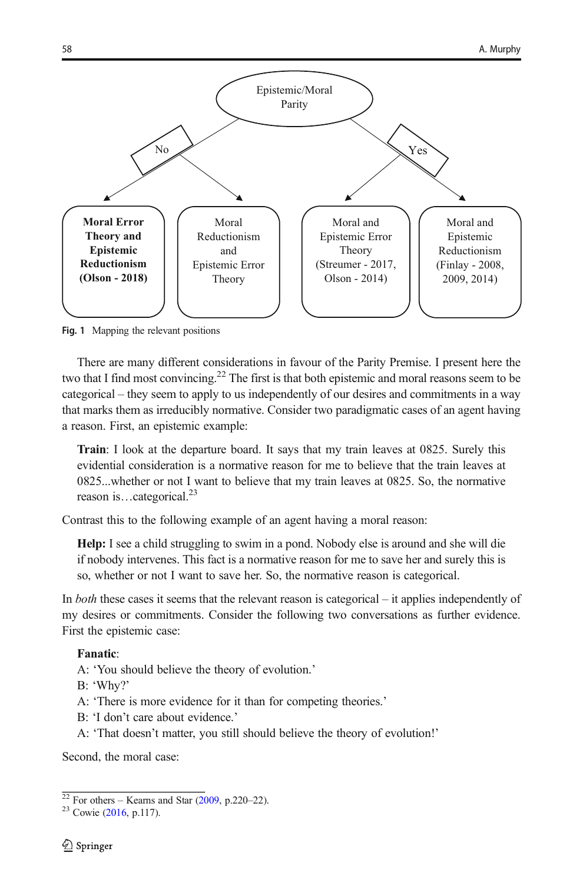Epistemic/Moral Parity

No

Yes

**Moral Error Theory and Epistemic Reductionism (Olson - 2018)**

Moral Reductionism and Epistemic Error Theory

Moral and Epistemic Error Theory (Streumer - 2017, Olson - 2014)

Moral and Epistemic Reductionism (Finlay - 2008, 2009, 2014)

**Fig. 1** Mapping the relevant positions

There are many different considerations in favour of the Parity Premise. I present here the two that I find most convincing.[22] The first is that both epistemic and moral reasons seem to be categorical – they seem to apply to us independently of our desires and commitments in a way that marks them as irreducibly normative. Consider two paradigmatic cases of an agent having a reason. First, an epistemic example:

> **Train**: I look at the departure board. It says that my train leaves at 0825. Surely this evidential consideration is a normative reason for me to believe that the train leaves at 0825...whether or not I want to believe that my train leaves at 0825. So, the normative reason is…categorical.[23]

Contrast this to the following example of an agent having a moral reason:

> **Help:** I see a child struggling to swim in a pond. Nobody else is around and she will die if nobody intervenes. This fact is a normative reason for me to save her and surely this is so, whether or not I want to save her. So, the normative reason is categorical.

In *both* these cases it seems that the relevant reason is categorical – it applies independently of my desires or commitments. Consider the following two conversations as further evidence. First the epistemic case:

> **Fanatic**:
> A: 'You should believe the theory of evolution.'
> B: 'Why?'
> A: 'There is more evidence for it than for competing theories.'
> B: 'I don't care about evidence.'
> A: 'That doesn't matter, you still should believe the theory of evolution!'

Second, the moral case:

[22] For others – Kearns and Star (2009, p.220–22).

[23] Cowie (2016, p.117).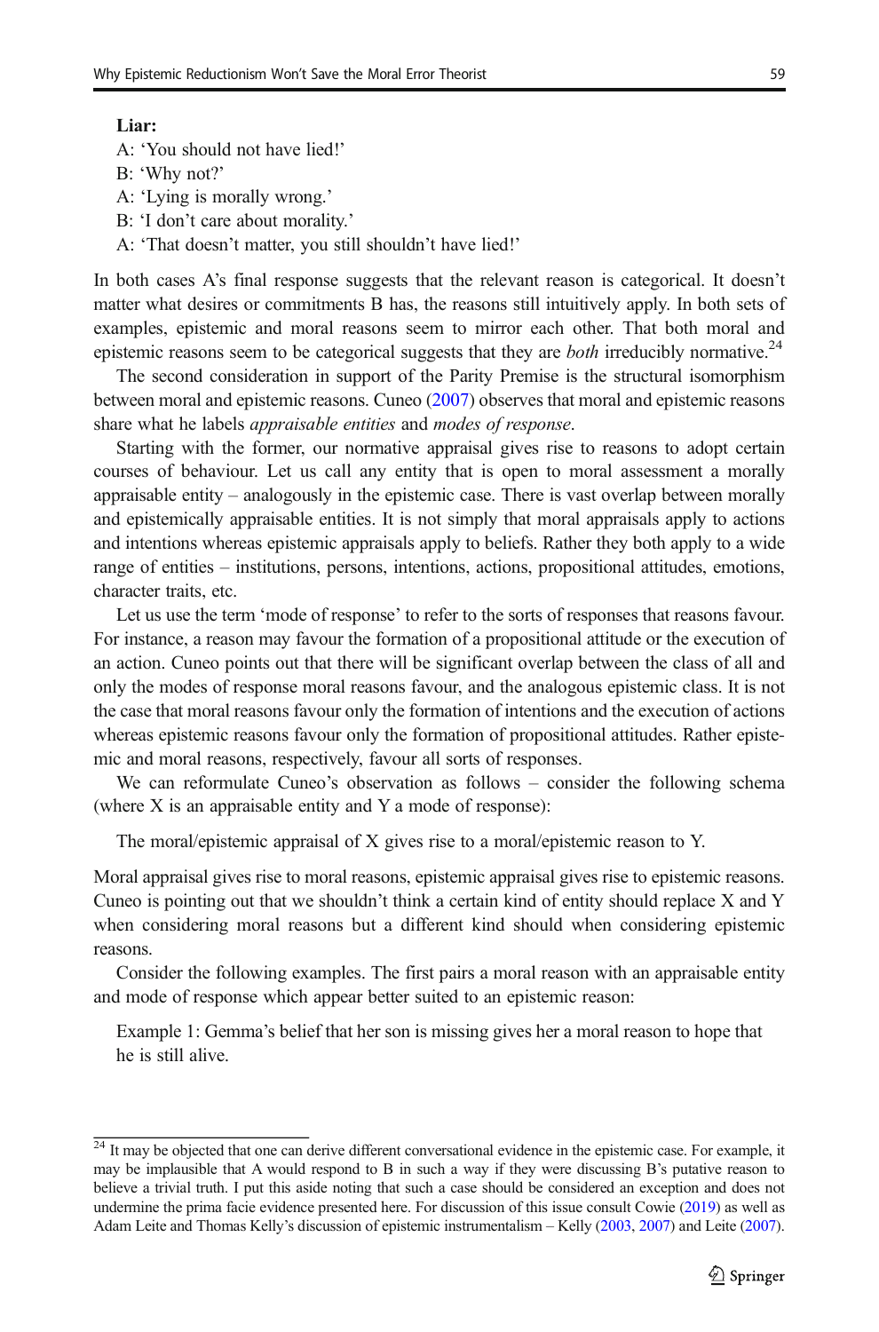**Liar:**

A: 'You should not have lied!'

B: 'Why not?'

A: 'Lying is morally wrong.'

B: 'I don't care about morality.'

A: 'That doesn't matter, you still shouldn't have lied!'

In both cases A's final response suggests that the relevant reason is categorical. It doesn't matter what desires or commitments B has, the reasons still intuitively apply. In both sets of examples, epistemic and moral reasons seem to mirror each other. That both moral and epistemic reasons seem to be categorical suggests that they are *both* irreducibly normative.[24]

The second consideration in support of the Parity Premise is the structural isomorphism between moral and epistemic reasons. Cuneo (2007) observes that moral and epistemic reasons share what he labels *appraisable entities* and *modes of response*.

Starting with the former, our normative appraisal gives rise to reasons to adopt certain courses of behaviour. Let us call any entity that is open to moral assessment a morally appraisable entity – analogously in the epistemic case. There is vast overlap between morally and epistemically appraisable entities. It is not simply that moral appraisals apply to actions and intentions whereas epistemic appraisals apply to beliefs. Rather they both apply to a wide range of entities – institutions, persons, intentions, actions, propositional attitudes, emotions, character traits, etc.

Let us use the term 'mode of response' to refer to the sorts of responses that reasons favour. For instance, a reason may favour the formation of a propositional attitude or the execution of an action. Cuneo points out that there will be significant overlap between the class of all and only the modes of response moral reasons favour, and the analogous epistemic class. It is not the case that moral reasons favour only the formation of intentions and the execution of actions whereas epistemic reasons favour only the formation of propositional attitudes. Rather epistemic and moral reasons, respectively, favour all sorts of responses.

We can reformulate Cuneo's observation as follows – consider the following schema (where X is an appraisable entity and Y a mode of response):

The moral/epistemic appraisal of X gives rise to a moral/epistemic reason to Y.

Moral appraisal gives rise to moral reasons, epistemic appraisal gives rise to epistemic reasons. Cuneo is pointing out that we shouldn't think a certain kind of entity should replace X and Y when considering moral reasons but a different kind should when considering epistemic reasons.

Consider the following examples. The first pairs a moral reason with an appraisable entity and mode of response which appear better suited to an epistemic reason:

Example 1: Gemma's belief that her son is missing gives her a moral reason to hope that he is still alive.

[24] It may be objected that one can derive different conversational evidence in the epistemic case. For example, it may be implausible that A would respond to B in such a way if they were discussing B's putative reason to believe a trivial truth. I put this aside noting that such a case should be considered an exception and does not undermine the prima facie evidence presented here. For discussion of this issue consult Cowie (2019) as well as Adam Leite and Thomas Kelly's discussion of epistemic instrumentalism – Kelly (2003, 2007) and Leite (2007).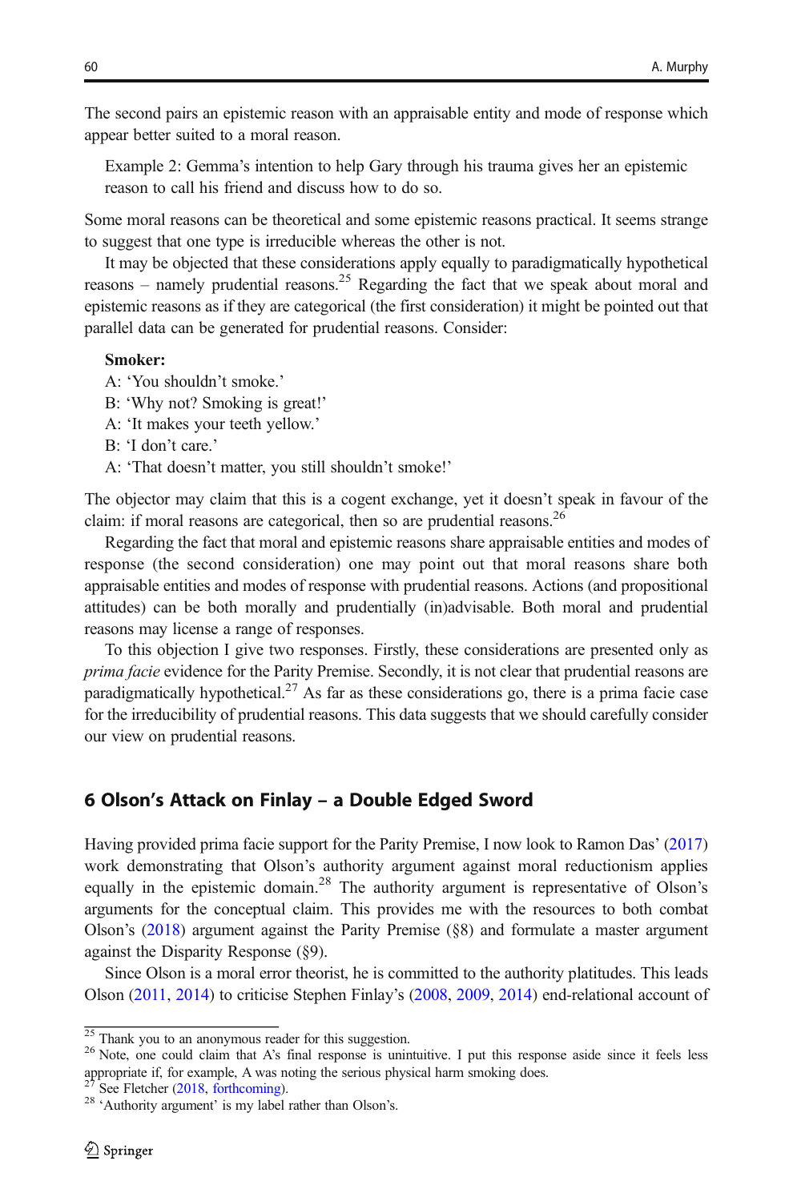The second pairs an epistemic reason with an appraisable entity and mode of response which appear better suited to a moral reason.

> Example 2: Gemma's intention to help Gary through his trauma gives her an epistemic reason to call his friend and discuss how to do so.

Some moral reasons can be theoretical and some epistemic reasons practical. It seems strange to suggest that one type is irreducible whereas the other is not.

It may be objected that these considerations apply equally to paradigmatically hypothetical reasons – namely prudential reasons.[25] Regarding the fact that we speak about moral and epistemic reasons as if they are categorical (the first consideration) it might be pointed out that parallel data can be generated for prudential reasons. Consider:

> **Smoker:**
> A: 'You shouldn't smoke.'
> B: 'Why not? Smoking is great!'
> A: 'It makes your teeth yellow.'
> B: 'I don't care.'
> A: 'That doesn't matter, you still shouldn't smoke!'

The objector may claim that this is a cogent exchange, yet it doesn't speak in favour of the claim: if moral reasons are categorical, then so are prudential reasons.[26]

Regarding the fact that moral and epistemic reasons share appraisable entities and modes of response (the second consideration) one may point out that moral reasons share both appraisable entities and modes of response with prudential reasons. Actions (and propositional attitudes) can be both morally and prudentially (in)advisable. Both moral and prudential reasons may license a range of responses.

To this objection I give two responses. Firstly, these considerations are presented only as *prima facie* evidence for the Parity Premise. Secondly, it is not clear that prudential reasons are paradigmatically hypothetical.[27] As far as these considerations go, there is a prima facie case for the irreducibility of prudential reasons. This data suggests that we should carefully consider our view on prudential reasons.

## 6 Olson's Attack on Finlay – a Double Edged Sword

Having provided prima facie support for the Parity Premise, I now look to Ramon Das' (2017) work demonstrating that Olson's authority argument against moral reductionism applies equally in the epistemic domain.[28] The authority argument is representative of Olson's arguments for the conceptual claim. This provides me with the resources to both combat Olson's (2018) argument against the Parity Premise (§8) and formulate a master argument against the Disparity Response (§9).

Since Olson is a moral error theorist, he is committed to the authority platitudes. This leads Olson (2011, 2014) to criticise Stephen Finlay's (2008, 2009, 2014) end-relational account of

[25] Thank you to an anonymous reader for this suggestion.

[26] Note, one could claim that A's final response is unintuitive. I put this response aside since it feels less appropriate if, for example, A was noting the serious physical harm smoking does.

[27] See Fletcher (2018, forthcoming).

[28] 'Authority argument' is my label rather than Olson's.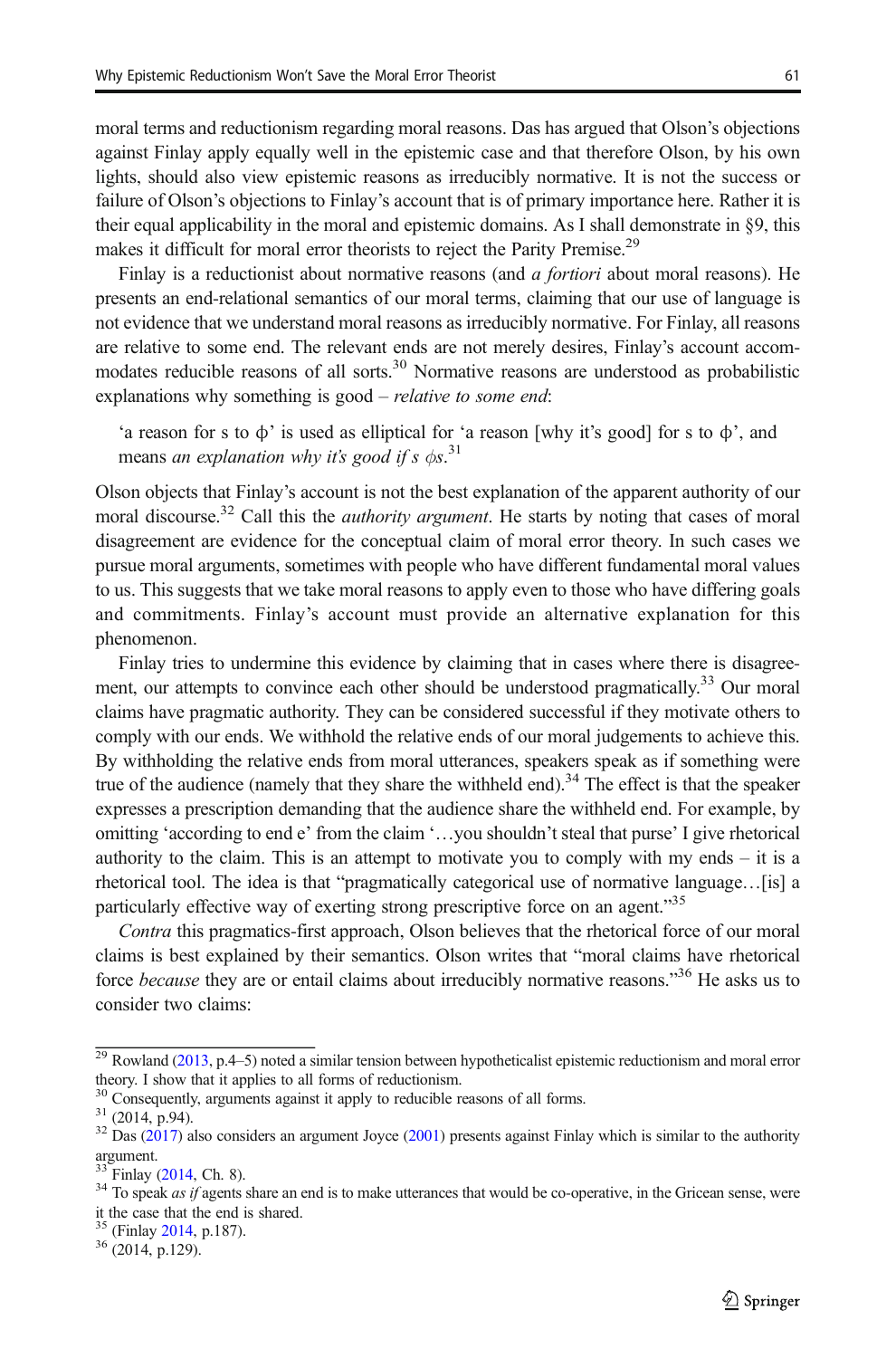moral terms and reductionism regarding moral reasons. Das has argued that Olson's objections against Finlay apply equally well in the epistemic case and that therefore Olson, by his own lights, should also view epistemic reasons as irreducibly normative. It is not the success or failure of Olson's objections to Finlay's account that is of primary importance here. Rather it is their equal applicability in the moral and epistemic domains. As I shall demonstrate in §9, this makes it difficult for moral error theorists to reject the Parity Premise.[29]

Finlay is a reductionist about normative reasons (and *a fortiori* about moral reasons). He presents an end-relational semantics of our moral terms, claiming that our use of language is not evidence that we understand moral reasons as irreducibly normative. For Finlay, all reasons are relative to some end. The relevant ends are not merely desires, Finlay's account accommodates reducible reasons of all sorts.[30] Normative reasons are understood as probabilistic explanations why something is good – *relative to some end*:

> 'a reason for s to ϕ' is used as elliptical for 'a reason [why it's good] for s to ϕ', and means *an explanation why it's good if s ϕs*.[31]

Olson objects that Finlay's account is not the best explanation of the apparent authority of our moral discourse.[32] Call this the *authority argument*. He starts by noting that cases of moral disagreement are evidence for the conceptual claim of moral error theory. In such cases we pursue moral arguments, sometimes with people who have different fundamental moral values to us. This suggests that we take moral reasons to apply even to those who have differing goals and commitments. Finlay's account must provide an alternative explanation for this phenomenon.

Finlay tries to undermine this evidence by claiming that in cases where there is disagreement, our attempts to convince each other should be understood pragmatically.[33] Our moral claims have pragmatic authority. They can be considered successful if they motivate others to comply with our ends. We withhold the relative ends of our moral judgements to achieve this. By withholding the relative ends from moral utterances, speakers speak as if something were true of the audience (namely that they share the withheld end).[34] The effect is that the speaker expresses a prescription demanding that the audience share the withheld end. For example, by omitting 'according to end e' from the claim '…you shouldn't steal that purse' I give rhetorical authority to the claim. This is an attempt to motivate you to comply with my ends – it is a rhetorical tool. The idea is that "pragmatically categorical use of normative language…[is] a particularly effective way of exerting strong prescriptive force on an agent."[35]

*Contra* this pragmatics-first approach, Olson believes that the rhetorical force of our moral claims is best explained by their semantics. Olson writes that "moral claims have rhetorical force *because* they are or entail claims about irreducibly normative reasons."[36] He asks us to consider two claims:

[29] Rowland (2013, p.4–5) noted a similar tension between hypotheticalist epistemic reductionism and moral error theory. I show that it applies to all forms of reductionism.

[30] Consequently, arguments against it apply to reducible reasons of all forms.

[31] (2014, p.94).

[32] Das (2017) also considers an argument Joyce (2001) presents against Finlay which is similar to the authority argument.

[33] Finlay (2014, Ch. 8).

[34] To speak *as if* agents share an end is to make utterances that would be co-operative, in the Gricean sense, were it the case that the end is shared.

[35] (Finlay 2014, p.187).

[36] (2014, p.129).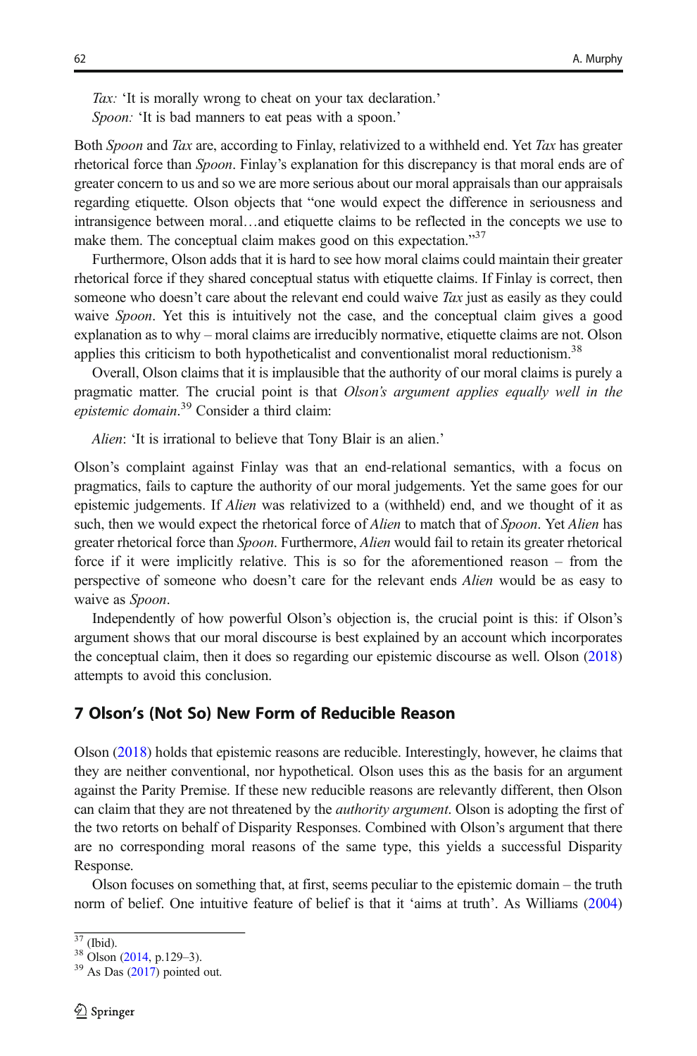*Tax:* 'It is morally wrong to cheat on your tax declaration.'
*Spoon:* 'It is bad manners to eat peas with a spoon.'

Both *Spoon* and *Tax* are, according to Finlay, relativized to a withheld end. Yet *Tax* has greater rhetorical force than *Spoon*. Finlay's explanation for this discrepancy is that moral ends are of greater concern to us and so we are more serious about our moral appraisals than our appraisals regarding etiquette. Olson objects that "one would expect the difference in seriousness and intransigence between moral…and etiquette claims to be reflected in the concepts we use to make them. The conceptual claim makes good on this expectation."[37]

Furthermore, Olson adds that it is hard to see how moral claims could maintain their greater rhetorical force if they shared conceptual status with etiquette claims. If Finlay is correct, then someone who doesn't care about the relevant end could waive *Tax* just as easily as they could waive *Spoon*. Yet this is intuitively not the case, and the conceptual claim gives a good explanation as to why – moral claims are irreducibly normative, etiquette claims are not. Olson applies this criticism to both hypotheticalist and conventionalist moral reductionism.[38]

Overall, Olson claims that it is implausible that the authority of our moral claims is purely a pragmatic matter. The crucial point is that *Olson's argument applies equally well in the epistemic domain*.[39] Consider a third claim:

*Alien*: 'It is irrational to believe that Tony Blair is an alien.'

Olson's complaint against Finlay was that an end-relational semantics, with a focus on pragmatics, fails to capture the authority of our moral judgements. Yet the same goes for our epistemic judgements. If *Alien* was relativized to a (withheld) end, and we thought of it as such, then we would expect the rhetorical force of *Alien* to match that of *Spoon*. Yet *Alien* has greater rhetorical force than *Spoon*. Furthermore, *Alien* would fail to retain its greater rhetorical force if it were implicitly relative. This is so for the aforementioned reason – from the perspective of someone who doesn't care for the relevant ends *Alien* would be as easy to waive as *Spoon*.

Independently of how powerful Olson's objection is, the crucial point is this: if Olson's argument shows that our moral discourse is best explained by an account which incorporates the conceptual claim, then it does so regarding our epistemic discourse as well. Olson (2018) attempts to avoid this conclusion.

## 7 Olson's (Not So) New Form of Reducible Reason

Olson (2018) holds that epistemic reasons are reducible. Interestingly, however, he claims that they are neither conventional, nor hypothetical. Olson uses this as the basis for an argument against the Parity Premise. If these new reducible reasons are relevantly different, then Olson can claim that they are not threatened by the *authority argument*. Olson is adopting the first of the two retorts on behalf of Disparity Responses. Combined with Olson's argument that there are no corresponding moral reasons of the same type, this yields a successful Disparity Response.

Olson focuses on something that, at first, seems peculiar to the epistemic domain – the truth norm of belief. One intuitive feature of belief is that it 'aims at truth'. As Williams (2004)

[37] (Ibid).
[38] Olson (2014, p.129–3).
[39] As Das (2017) pointed out.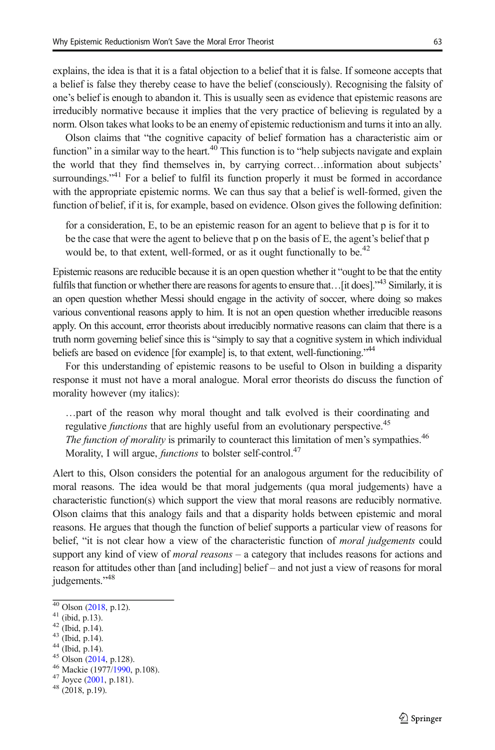explains, the idea is that it is a fatal objection to a belief that it is false. If someone accepts that a belief is false they thereby cease to have the belief (consciously). Recognising the falsity of one's belief is enough to abandon it. This is usually seen as evidence that epistemic reasons are irreducibly normative because it implies that the very practice of believing is regulated by a norm. Olson takes what looks to be an enemy of epistemic reductionism and turns it into an ally.

Olson claims that "the cognitive capacity of belief formation has a characteristic aim or function" in a similar way to the heart.[40] This function is to "help subjects navigate and explain the world that they find themselves in, by carrying correct…information about subjects' surroundings."[41] For a belief to fulfil its function properly it must be formed in accordance with the appropriate epistemic norms. We can thus say that a belief is well-formed, given the function of belief, if it is, for example, based on evidence. Olson gives the following definition:

> for a consideration, E, to be an epistemic reason for an agent to believe that p is for it to be the case that were the agent to believe that p on the basis of E, the agent's belief that p would be, to that extent, well-formed, or as it ought functionally to be.[42]

Epistemic reasons are reducible because it is an open question whether it "ought to be that the entity fulfils that function or whether there are reasons for agents to ensure that…[it does]."[43] Similarly, it is an open question whether Messi should engage in the activity of soccer, where doing so makes various conventional reasons apply to him. It is not an open question whether irreducible reasons apply. On this account, error theorists about irreducibly normative reasons can claim that there is a truth norm governing belief since this is "simply to say that a cognitive system in which individual beliefs are based on evidence [for example] is, to that extent, well-functioning."[44]

For this understanding of epistemic reasons to be useful to Olson in building a disparity response it must not have a moral analogue. Moral error theorists do discuss the function of morality however (my italics):

> …part of the reason why moral thought and talk evolved is their coordinating and regulative *functions* that are highly useful from an evolutionary perspective.[45]
> *The function of morality* is primarily to counteract this limitation of men's sympathies.[46]
> Morality, I will argue, *functions* to bolster self-control.[47]

Alert to this, Olson considers the potential for an analogous argument for the reducibility of moral reasons. The idea would be that moral judgements (qua moral judgements) have a characteristic function(s) which support the view that moral reasons are reducibly normative. Olson claims that this analogy fails and that a disparity holds between epistemic and moral reasons. He argues that though the function of belief supports a particular view of reasons for belief, "it is not clear how a view of the characteristic function of *moral judgements* could support any kind of view of *moral reasons* – a category that includes reasons for actions and reason for attitudes other than [and including] belief – and not just a view of reasons for moral judgements."[48]

---

[40] Olson (2018, p.12).
[41] (ibid, p.13).
[42] (Ibid, p.14).
[43] (Ibid, p.14).
[44] (Ibid, p.14).
[45] Olson (2014, p.128).
[46] Mackie (1977/1990, p.108).
[47] Joyce (2001, p.181).
[48] (2018, p.19).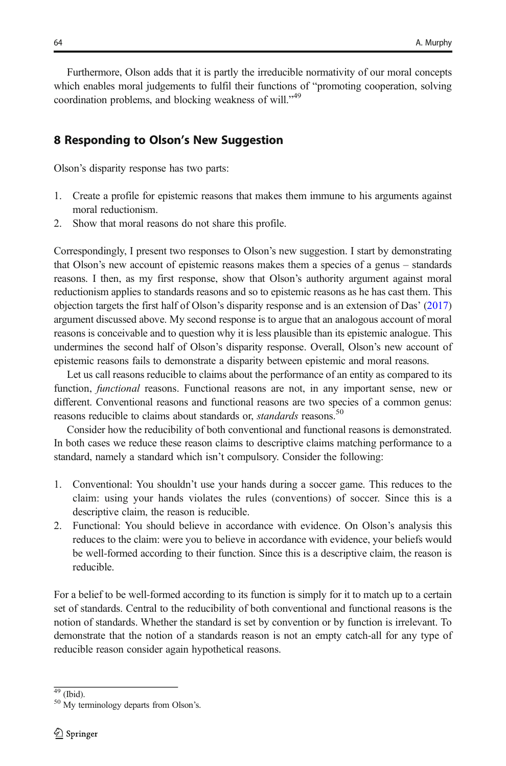Furthermore, Olson adds that it is partly the irreducible normativity of our moral concepts which enables moral judgements to fulfil their functions of "promoting cooperation, solving coordination problems, and blocking weakness of will."[49]

## 8 Responding to Olson's New Suggestion

Olson's disparity response has two parts:

1. Create a profile for epistemic reasons that makes them immune to his arguments against moral reductionism.
2. Show that moral reasons do not share this profile.

Correspondingly, I present two responses to Olson's new suggestion. I start by demonstrating that Olson's new account of epistemic reasons makes them a species of a genus – standards reasons. I then, as my first response, show that Olson's authority argument against moral reductionism applies to standards reasons and so to epistemic reasons as he has cast them. This objection targets the first half of Olson's disparity response and is an extension of Das' (2017) argument discussed above. My second response is to argue that an analogous account of moral reasons is conceivable and to question why it is less plausible than its epistemic analogue. This undermines the second half of Olson's disparity response. Overall, Olson's new account of epistemic reasons fails to demonstrate a disparity between epistemic and moral reasons.

Let us call reasons reducible to claims about the performance of an entity as compared to its function, *functional* reasons. Functional reasons are not, in any important sense, new or different. Conventional reasons and functional reasons are two species of a common genus: reasons reducible to claims about standards or, *standards* reasons.[50]

Consider how the reducibility of both conventional and functional reasons is demonstrated. In both cases we reduce these reason claims to descriptive claims matching performance to a standard, namely a standard which isn't compulsory. Consider the following:

1. Conventional: You shouldn't use your hands during a soccer game. This reduces to the claim: using your hands violates the rules (conventions) of soccer. Since this is a descriptive claim, the reason is reducible.
2. Functional: You should believe in accordance with evidence. On Olson's analysis this reduces to the claim: were you to believe in accordance with evidence, your beliefs would be well-formed according to their function. Since this is a descriptive claim, the reason is reducible.

For a belief to be well-formed according to its function is simply for it to match up to a certain set of standards. Central to the reducibility of both conventional and functional reasons is the notion of standards. Whether the standard is set by convention or by function is irrelevant. To demonstrate that the notion of a standards reason is not an empty catch-all for any type of reducible reason consider again hypothetical reasons.

[49] (Ibid).

[50] My terminology departs from Olson's.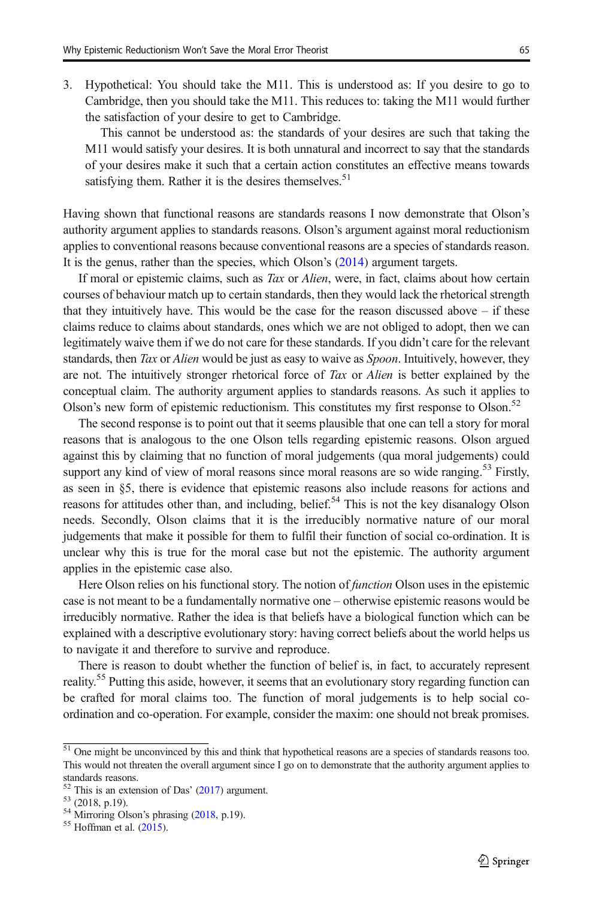3. Hypothetical: You should take the M11. This is understood as: If you desire to go to Cambridge, then you should take the M11. This reduces to: taking the M11 would further the satisfaction of your desire to get to Cambridge.

   This cannot be understood as: the standards of your desires are such that taking the M11 would satisfy your desires. It is both unnatural and incorrect to say that the standards of your desires make it such that a certain action constitutes an effective means towards satisfying them. Rather it is the desires themselves.[51]

Having shown that functional reasons are standards reasons I now demonstrate that Olson's authority argument applies to standards reasons. Olson's argument against moral reductionism applies to conventional reasons because conventional reasons are a species of standards reason. It is the genus, rather than the species, which Olson's (2014) argument targets.

If moral or epistemic claims, such as *Tax* or *Alien*, were, in fact, claims about how certain courses of behaviour match up to certain standards, then they would lack the rhetorical strength that they intuitively have. This would be the case for the reason discussed above – if these claims reduce to claims about standards, ones which we are not obliged to adopt, then we can legitimately waive them if we do not care for these standards. If you didn't care for the relevant standards, then *Tax* or *Alien* would be just as easy to waive as *Spoon*. Intuitively, however, they are not. The intuitively stronger rhetorical force of *Tax* or *Alien* is better explained by the conceptual claim. The authority argument applies to standards reasons. As such it applies to Olson's new form of epistemic reductionism. This constitutes my first response to Olson.[52]

The second response is to point out that it seems plausible that one can tell a story for moral reasons that is analogous to the one Olson tells regarding epistemic reasons. Olson argued against this by claiming that no function of moral judgements (qua moral judgements) could support any kind of view of moral reasons since moral reasons are so wide ranging.[53] Firstly, as seen in §5, there is evidence that epistemic reasons also include reasons for actions and reasons for attitudes other than, and including, belief.[54] This is not the key disanalogy Olson needs. Secondly, Olson claims that it is the irreducibly normative nature of our moral judgements that make it possible for them to fulfil their function of social co-ordination. It is unclear why this is true for the moral case but not the epistemic. The authority argument applies in the epistemic case also.

Here Olson relies on his functional story. The notion of *function* Olson uses in the epistemic case is not meant to be a fundamentally normative one – otherwise epistemic reasons would be irreducibly normative. Rather the idea is that beliefs have a biological function which can be explained with a descriptive evolutionary story: having correct beliefs about the world helps us to navigate it and therefore to survive and reproduce.

There is reason to doubt whether the function of belief is, in fact, to accurately represent reality.[55] Putting this aside, however, it seems that an evolutionary story regarding function can be crafted for moral claims too. The function of moral judgements is to help social co-ordination and co-operation. For example, consider the maxim: one should not break promises.

---

[51] One might be unconvinced by this and think that hypothetical reasons are a species of standards reasons too. This would not threaten the overall argument since I go on to demonstrate that the authority argument applies to standards reasons.

[52] This is an extension of Das' (2017) argument.

[53] (2018, p.19).

[54] Mirroring Olson's phrasing (2018, p.19).

[55] Hoffman et al. (2015).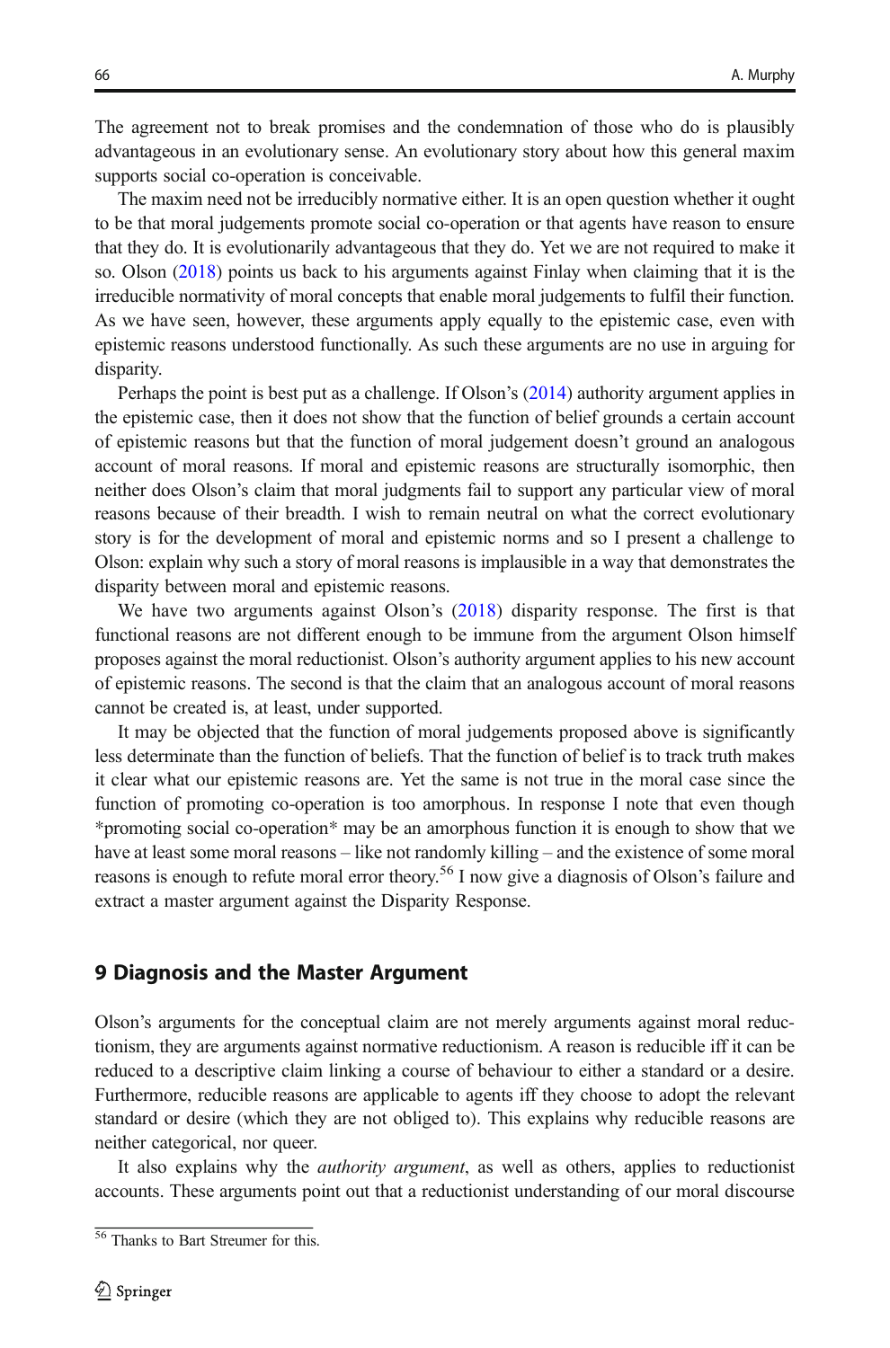The agreement not to break promises and the condemnation of those who do is plausibly advantageous in an evolutionary sense. An evolutionary story about how this general maxim supports social co-operation is conceivable.

The maxim need not be irreducibly normative either. It is an open question whether it ought to be that moral judgements promote social co-operation or that agents have reason to ensure that they do. It is evolutionarily advantageous that they do. Yet we are not required to make it so. Olson (2018) points us back to his arguments against Finlay when claiming that it is the irreducible normativity of moral concepts that enable moral judgements to fulfil their function. As we have seen, however, these arguments apply equally to the epistemic case, even with epistemic reasons understood functionally. As such these arguments are no use in arguing for disparity.

Perhaps the point is best put as a challenge. If Olson's (2014) authority argument applies in the epistemic case, then it does not show that the function of belief grounds a certain account of epistemic reasons but that the function of moral judgement doesn't ground an analogous account of moral reasons. If moral and epistemic reasons are structurally isomorphic, then neither does Olson's claim that moral judgments fail to support any particular view of moral reasons because of their breadth. I wish to remain neutral on what the correct evolutionary story is for the development of moral and epistemic norms and so I present a challenge to Olson: explain why such a story of moral reasons is implausible in a way that demonstrates the disparity between moral and epistemic reasons.

We have two arguments against Olson's (2018) disparity response. The first is that functional reasons are not different enough to be immune from the argument Olson himself proposes against the moral reductionist. Olson's authority argument applies to his new account of epistemic reasons. The second is that the claim that an analogous account of moral reasons cannot be created is, at least, under supported.

It may be objected that the function of moral judgements proposed above is significantly less determinate than the function of beliefs. That the function of belief is to track truth makes it clear what our epistemic reasons are. Yet the same is not true in the moral case since the function of promoting co-operation is too amorphous. In response I note that even though *promoting social co-operation* may be an amorphous function it is enough to show that we have at least some moral reasons – like not randomly killing – and the existence of some moral reasons is enough to refute moral error theory.[56] I now give a diagnosis of Olson's failure and extract a master argument against the Disparity Response.

## 9 Diagnosis and the Master Argument

Olson's arguments for the conceptual claim are not merely arguments against moral reductionism, they are arguments against normative reductionism. A reason is reducible iff it can be reduced to a descriptive claim linking a course of behaviour to either a standard or a desire. Furthermore, reducible reasons are applicable to agents iff they choose to adopt the relevant standard or desire (which they are not obliged to). This explains why reducible reasons are neither categorical, nor queer.

It also explains why the *authority argument*, as well as others, applies to reductionist accounts. These arguments point out that a reductionist understanding of our moral discourse

[56] Thanks to Bart Streumer for this.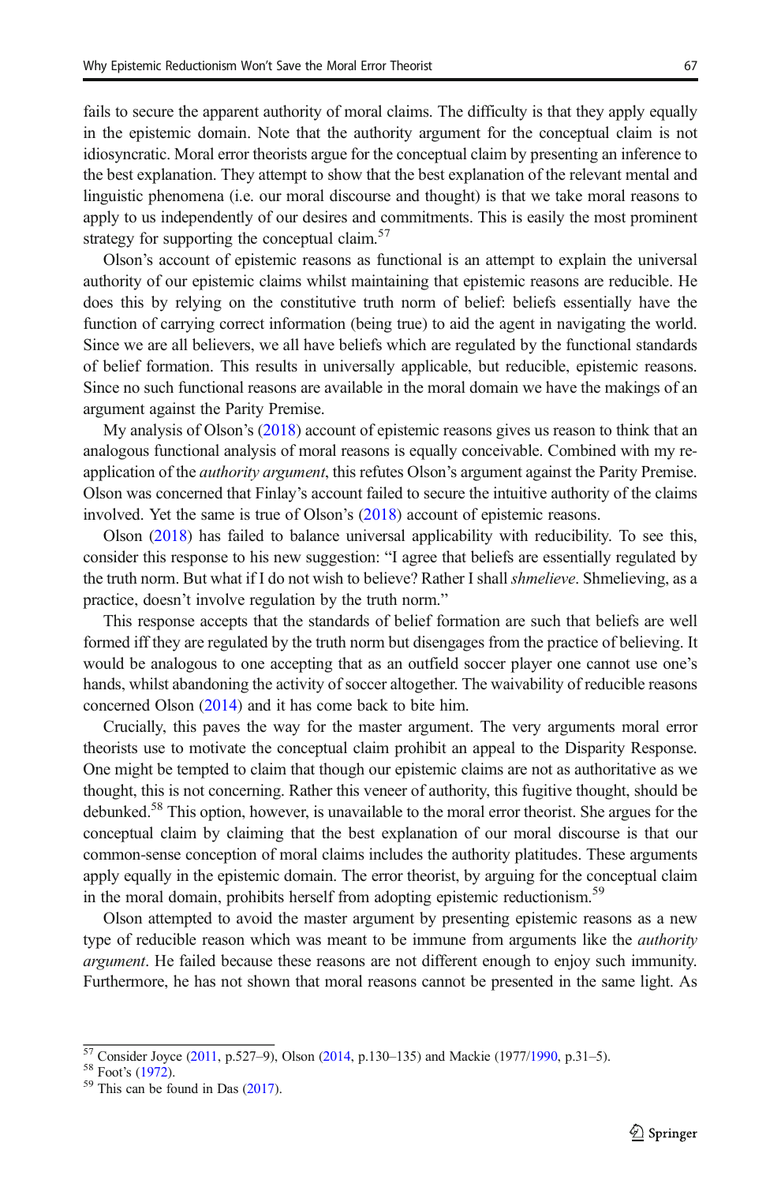fails to secure the apparent authority of moral claims. The difficulty is that they apply equally in the epistemic domain. Note that the authority argument for the conceptual claim is not idiosyncratic. Moral error theorists argue for the conceptual claim by presenting an inference to the best explanation. They attempt to show that the best explanation of the relevant mental and linguistic phenomena (i.e. our moral discourse and thought) is that we take moral reasons to apply to us independently of our desires and commitments. This is easily the most prominent strategy for supporting the conceptual claim.[57]

Olson's account of epistemic reasons as functional is an attempt to explain the universal authority of our epistemic claims whilst maintaining that epistemic reasons are reducible. He does this by relying on the constitutive truth norm of belief: beliefs essentially have the function of carrying correct information (being true) to aid the agent in navigating the world. Since we are all believers, we all have beliefs which are regulated by the functional standards of belief formation. This results in universally applicable, but reducible, epistemic reasons. Since no such functional reasons are available in the moral domain we have the makings of an argument against the Parity Premise.

My analysis of Olson's (2018) account of epistemic reasons gives us reason to think that an analogous functional analysis of moral reasons is equally conceivable. Combined with my re-application of the *authority argument*, this refutes Olson's argument against the Parity Premise. Olson was concerned that Finlay's account failed to secure the intuitive authority of the claims involved. Yet the same is true of Olson's (2018) account of epistemic reasons.

Olson (2018) has failed to balance universal applicability with reducibility. To see this, consider this response to his new suggestion: "I agree that beliefs are essentially regulated by the truth norm. But what if I do not wish to believe? Rather I shall *shmelieve*. Shmelieving, as a practice, doesn't involve regulation by the truth norm."

This response accepts that the standards of belief formation are such that beliefs are well formed iff they are regulated by the truth norm but disengages from the practice of believing. It would be analogous to one accepting that as an outfield soccer player one cannot use one's hands, whilst abandoning the activity of soccer altogether. The waivability of reducible reasons concerned Olson (2014) and it has come back to bite him.

Crucially, this paves the way for the master argument. The very arguments moral error theorists use to motivate the conceptual claim prohibit an appeal to the Disparity Response. One might be tempted to claim that though our epistemic claims are not as authoritative as we thought, this is not concerning. Rather this veneer of authority, this fugitive thought, should be debunked.[58] This option, however, is unavailable to the moral error theorist. She argues for the conceptual claim by claiming that the best explanation of our moral discourse is that our common-sense conception of moral claims includes the authority platitudes. These arguments apply equally in the epistemic domain. The error theorist, by arguing for the conceptual claim in the moral domain, prohibits herself from adopting epistemic reductionism.[59]

Olson attempted to avoid the master argument by presenting epistemic reasons as a new type of reducible reason which was meant to be immune from arguments like the *authority argument*. He failed because these reasons are not different enough to enjoy such immunity. Furthermore, he has not shown that moral reasons cannot be presented in the same light. As

[57] Consider Joyce (2011, p.527–9), Olson (2014, p.130–135) and Mackie (1977/1990, p.31–5).

[58] Foot's (1972).

[59] This can be found in Das (2017).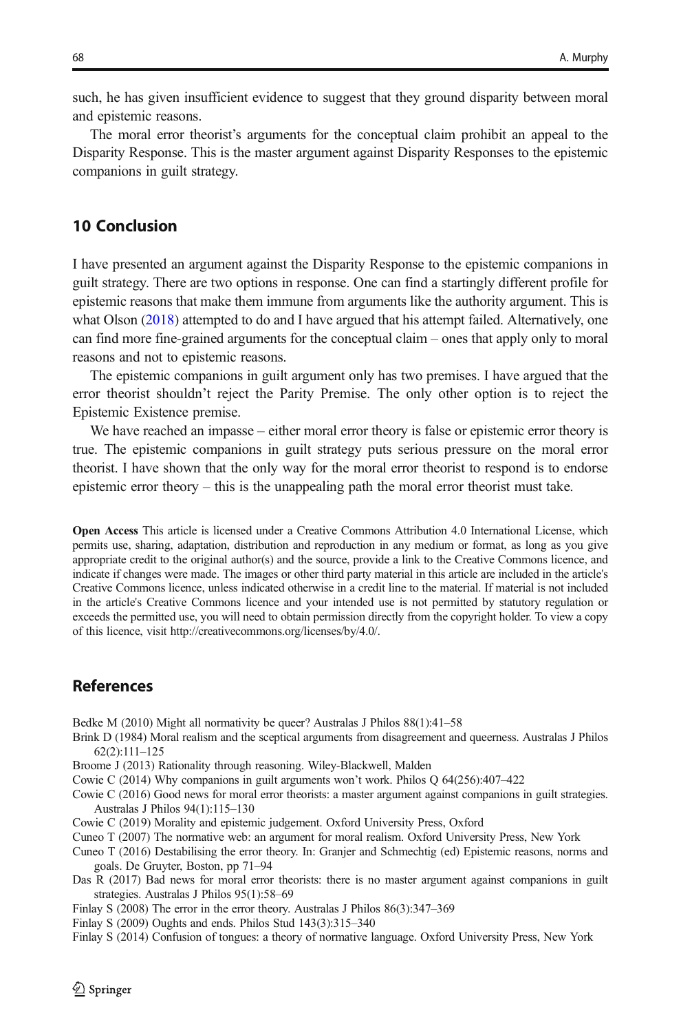such, he has given insufficient evidence to suggest that they ground disparity between moral and epistemic reasons.

The moral error theorist's arguments for the conceptual claim prohibit an appeal to the Disparity Response. This is the master argument against Disparity Responses to the epistemic companions in guilt strategy.

## 10 Conclusion

I have presented an argument against the Disparity Response to the epistemic companions in guilt strategy. There are two options in response. One can find a startingly different profile for epistemic reasons that make them immune from arguments like the authority argument. This is what Olson (2018) attempted to do and I have argued that his attempt failed. Alternatively, one can find more fine-grained arguments for the conceptual claim – ones that apply only to moral reasons and not to epistemic reasons.

The epistemic companions in guilt argument only has two premises. I have argued that the error theorist shouldn't reject the Parity Premise. The only other option is to reject the Epistemic Existence premise.

We have reached an impasse – either moral error theory is false or epistemic error theory is true. The epistemic companions in guilt strategy puts serious pressure on the moral error theorist. I have shown that the only way for the moral error theorist to respond is to endorse epistemic error theory – this is the unappealing path the moral error theorist must take.

**Open Access** This article is licensed under a Creative Commons Attribution 4.0 International License, which permits use, sharing, adaptation, distribution and reproduction in any medium or format, as long as you give appropriate credit to the original author(s) and the source, provide a link to the Creative Commons licence, and indicate if changes were made. The images or other third party material in this article are included in the article's Creative Commons licence, unless indicated otherwise in a credit line to the material. If material is not included in the article's Creative Commons licence and your intended use is not permitted by statutory regulation or exceeds the permitted use, you will need to obtain permission directly from the copyright holder. To view a copy of this licence, visit http://creativecommons.org/licenses/by/4.0/.

## References

Bedke M (2010) Might all normativity be queer? Australas J Philos 88(1):41–58

Brink D (1984) Moral realism and the sceptical arguments from disagreement and queerness. Australas J Philos 62(2):111–125

Broome J (2013) Rationality through reasoning. Wiley-Blackwell, Malden

Cowie C (2014) Why companions in guilt arguments won't work. Philos Q 64(256):407–422

Cowie C (2016) Good news for moral error theorists: a master argument against companions in guilt strategies. Australas J Philos 94(1):115–130

Cowie C (2019) Morality and epistemic judgement. Oxford University Press, Oxford

Cuneo T (2007) The normative web: an argument for moral realism. Oxford University Press, New York

Cuneo T (2016) Destabilising the error theory. In: Granjer and Schmechtig (ed) Epistemic reasons, norms and goals. De Gruyter, Boston, pp 71–94

Das R (2017) Bad news for moral error theorists: there is no master argument against companions in guilt strategies. Australas J Philos 95(1):58–69

Finlay S (2008) The error in the error theory. Australas J Philos 86(3):347–369

Finlay S (2009) Oughts and ends. Philos Stud 143(3):315–340

Finlay S (2014) Confusion of tongues: a theory of normative language. Oxford University Press, New York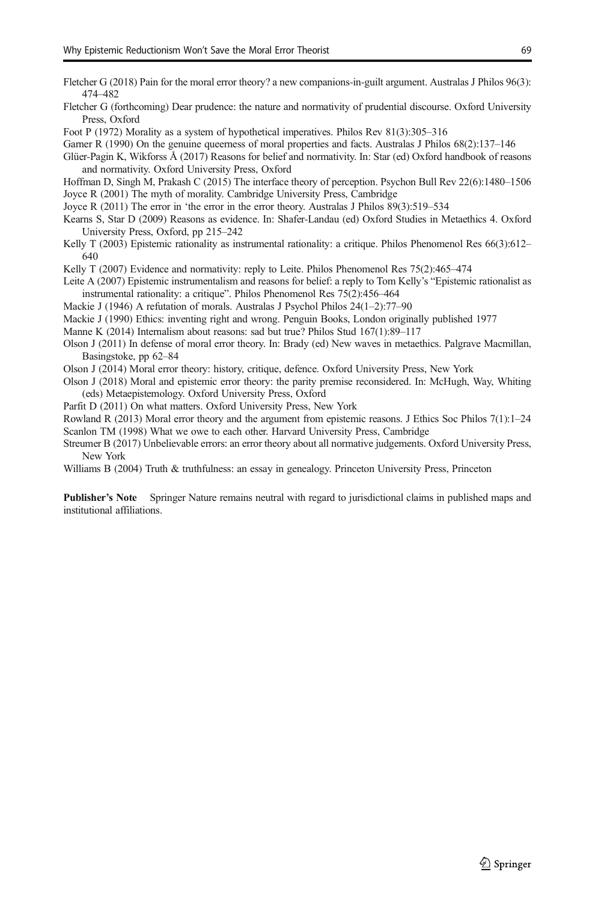Fletcher G (2018) Pain for the moral error theory? a new companions-in-guilt argument. Australas J Philos 96(3): 474–482

Fletcher G (forthcoming) Dear prudence: the nature and normativity of prudential discourse. Oxford University Press, Oxford

Foot P (1972) Morality as a system of hypothetical imperatives. Philos Rev 81(3):305–316

Garner R (1990) On the genuine queerness of moral properties and facts. Australas J Philos 68(2):137–146

Glüer-Pagin K, Wikforss Å (2017) Reasons for belief and normativity. In: Star (ed) Oxford handbook of reasons and normativity. Oxford University Press, Oxford

Hoffman D, Singh M, Prakash C (2015) The interface theory of perception. Psychon Bull Rev 22(6):1480–1506

Joyce R (2001) The myth of morality. Cambridge University Press, Cambridge

Joyce R (2011) The error in 'the error in the error theory. Australas J Philos 89(3):519–534

Kearns S, Star D (2009) Reasons as evidence. In: Shafer-Landau (ed) Oxford Studies in Metaethics 4. Oxford University Press, Oxford, pp 215–242

Kelly T (2003) Epistemic rationality as instrumental rationality: a critique. Philos Phenomenol Res 66(3):612–640

Kelly T (2007) Evidence and normativity: reply to Leite. Philos Phenomenol Res 75(2):465–474

Leite A (2007) Epistemic instrumentalism and reasons for belief: a reply to Tom Kelly's "Epistemic rationalist as instrumental rationality: a critique". Philos Phenomenol Res 75(2):456–464

Mackie J (1946) A refutation of morals. Australas J Psychol Philos 24(1–2):77–90

Mackie J (1990) Ethics: inventing right and wrong. Penguin Books, London originally published 1977

Manne K (2014) Internalism about reasons: sad but true? Philos Stud 167(1):89–117

Olson J (2011) In defense of moral error theory. In: Brady (ed) New waves in metaethics. Palgrave Macmillan, Basingstoke, pp 62–84

Olson J (2014) Moral error theory: history, critique, defence. Oxford University Press, New York

Olson J (2018) Moral and epistemic error theory: the parity premise reconsidered. In: McHugh, Way, Whiting (eds) Metaepistemology. Oxford University Press, Oxford

Parfit D (2011) On what matters. Oxford University Press, New York

Rowland R (2013) Moral error theory and the argument from epistemic reasons. J Ethics Soc Philos 7(1):1–24

Scanlon TM (1998) What we owe to each other. Harvard University Press, Cambridge

Streumer B (2017) Unbelievable errors: an error theory about all normative judgements. Oxford University Press, New York

Williams B (2004) Truth & truthfulness: an essay in genealogy. Princeton University Press, Princeton

**Publisher's Note** Springer Nature remains neutral with regard to jurisdictional claims in published maps and institutional affiliations.